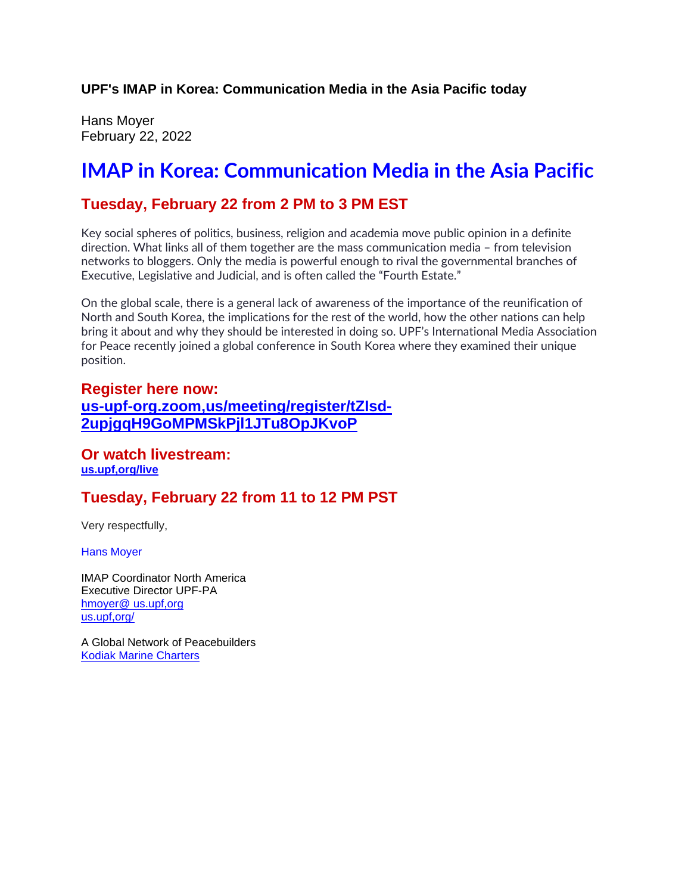**UPF's IMAP in Korea: Communication Media in the Asia Pacific today**

Hans Moyer
February 22, 2022

# IMAP in Korea: Communication Media in the Asia Pacific

## Tuesday, February 22 from 2 PM to 3 PM EST

Key social spheres of politics, business, religion and academia move public opinion in a definite direction. What links all of them together are the mass communication media – from television networks to bloggers. Only the media is powerful enough to rival the governmental branches of Executive, Legislative and Judicial, and is often called the "Fourth Estate."

On the global scale, there is a general lack of awareness of the importance of the reunification of North and South Korea, the implications for the rest of the world, how the other nations can help bring it about and why they should be interested in doing so. UPF's International Media Association for Peace recently joined a global conference in South Korea where they examined their unique position.

### Register here now:
### us-upf-org.zoom,us/meeting/register/tZIsd-2upjgqH9GoMPMSkPjl1JTu8OpJKvoP

### Or watch livestream:
**us.upf,org/live**

## Tuesday, February 22 from 11 to 12 PM PST

Very respectfully,

Hans Moyer

IMAP Coordinator North America
Executive Director UPF-PA
hmoyer@ us.upf,org
us.upf,org/

A Global Network of Peacebuilders
Kodiak Marine Charters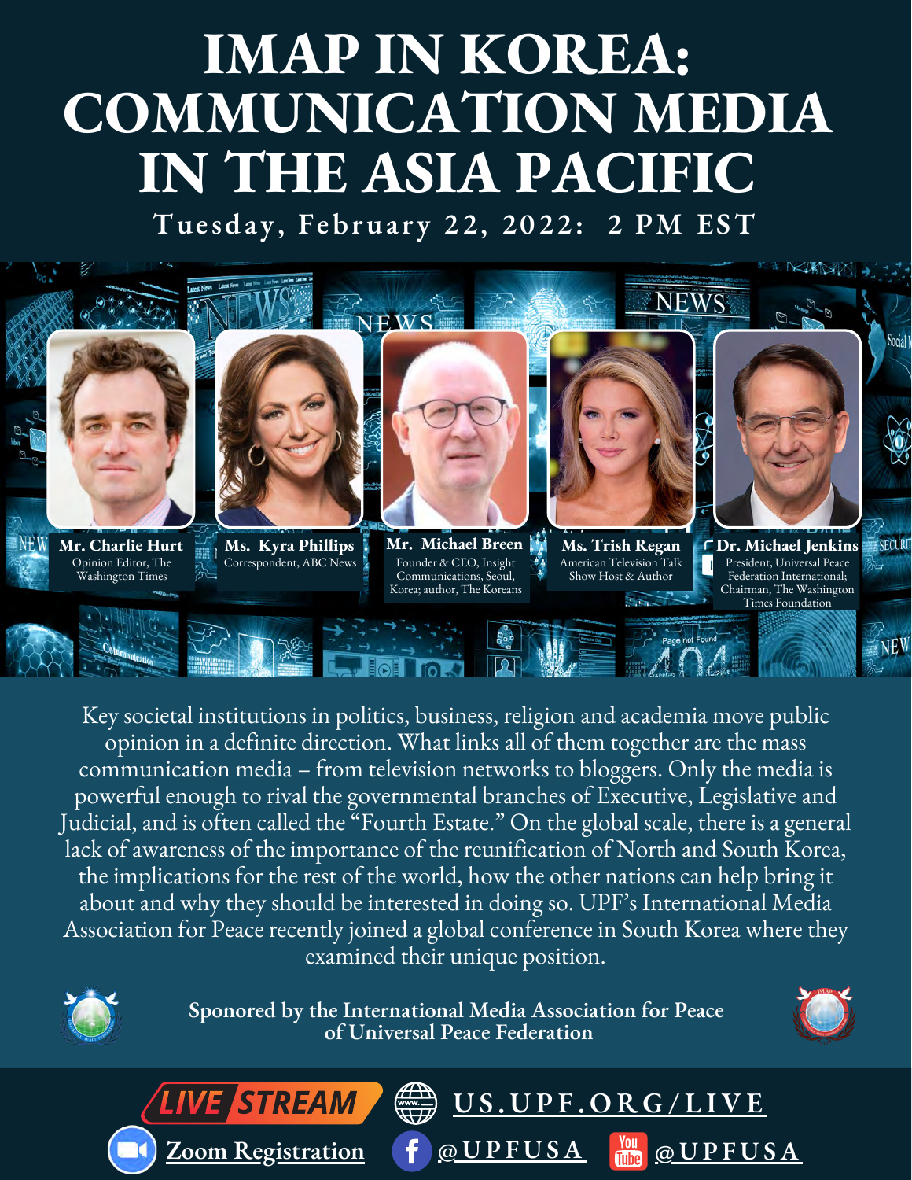# IMAP IN KOREA: COMMUNICATION MEDIA IN THE ASIA PACIFIC

**Tuesday, February 22, 2022: 2 PM EST**

**Mr. Charlie Hurt**
Opinion Editor, The Washington Times

**Ms. Kyra Phillips**
Correspondent, ABC News

**Mr. Michael Breen**
Founder & CEO, Insight Communications, Seoul, Korea; author, The Koreans

**Ms. Trish Regan**
American Television Talk Show Host & Author

**Dr. Michael Jenkins**
President, Universal Peace Federation International; Chairman, The Washington Times Foundation

Key societal institutions in politics, business, religion and academia move public opinion in a definite direction. What links all of them together are the mass communication media – from television networks to bloggers. Only the media is powerful enough to rival the governmental branches of Executive, Legislative and Judicial, and is often called the "Fourth Estate." On the global scale, there is a general lack of awareness of the importance of the reunification of North and South Korea, the implications for the rest of the world, how the other nations can help bring it about and why they should be interested in doing so. UPF's International Media Association for Peace recently joined a global conference in South Korea where they examined their unique position.

**Sponored by the International Media Association for Peace of Universal Peace Federation**

LIVE STREAM US.UPF.ORG/LIVE

Zoom Registration @UPFUSA @UPFUSA